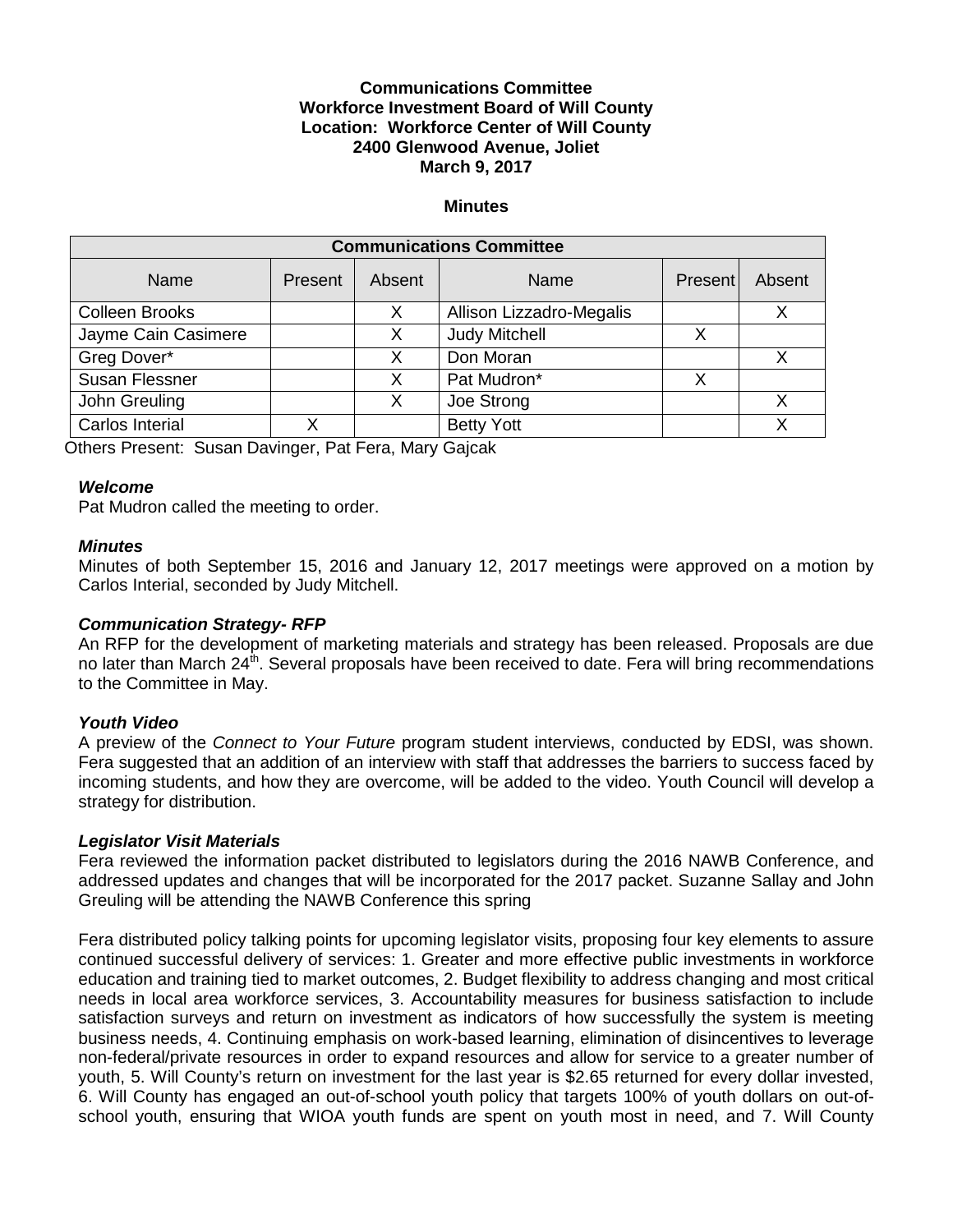**Communications Committee**
**Workforce Investment Board of Will County**
**Location: Workforce Center of Will County**
**2400 Glenwood Avenue, Joliet**
**March 9, 2017**

**Minutes**

| **Communications Committee** | | | | | |
|---|---|---|---|---|---|
| Name | Present | Absent | Name | Present | Absent |
| Colleen Brooks | | X | Allison Lizzadro-Megalis | | X |
| Jayme Cain Casimere | | X | Judy Mitchell | X | |
| Greg Dover* | | X | Don Moran | | X |
| Susan Flessner | | X | Pat Mudron* | X | |
| John Greuling | | X | Joe Strong | | X |
| Carlos Interial | X | | Betty Yott | | X |

Others Present: Susan Davinger, Pat Fera, Mary Gajcak

***Welcome***
Pat Mudron called the meeting to order.

***Minutes***
Minutes of both September 15, 2016 and January 12, 2017 meetings were approved on a motion by Carlos Interial, seconded by Judy Mitchell.

***Communication Strategy- RFP***
An RFP for the development of marketing materials and strategy has been released. Proposals are due no later than March 24th. Several proposals have been received to date. Fera will bring recommendations to the Committee in May.

***Youth Video***
A preview of the *Connect to Your Future* program student interviews, conducted by EDSI, was shown. Fera suggested that an addition of an interview with staff that addresses the barriers to success faced by incoming students, and how they are overcome, will be added to the video. Youth Council will develop a strategy for distribution.

***Legislator Visit Materials***
Fera reviewed the information packet distributed to legislators during the 2016 NAWB Conference, and addressed updates and changes that will be incorporated for the 2017 packet. Suzanne Sallay and John Greuling will be attending the NAWB Conference this spring

Fera distributed policy talking points for upcoming legislator visits, proposing four key elements to assure continued successful delivery of services: 1. Greater and more effective public investments in workforce education and training tied to market outcomes, 2. Budget flexibility to address changing and most critical needs in local area workforce services, 3. Accountability measures for business satisfaction to include satisfaction surveys and return on investment as indicators of how successfully the system is meeting business needs, 4. Continuing emphasis on work-based learning, elimination of disincentives to leverage non-federal/private resources in order to expand resources and allow for service to a greater number of youth, 5. Will County's return on investment for the last year is $2.65 returned for every dollar invested, 6. Will County has engaged an out-of-school youth policy that targets 100% of youth dollars on out-of-school youth, ensuring that WIOA youth funds are spent on youth most in need, and 7. Will County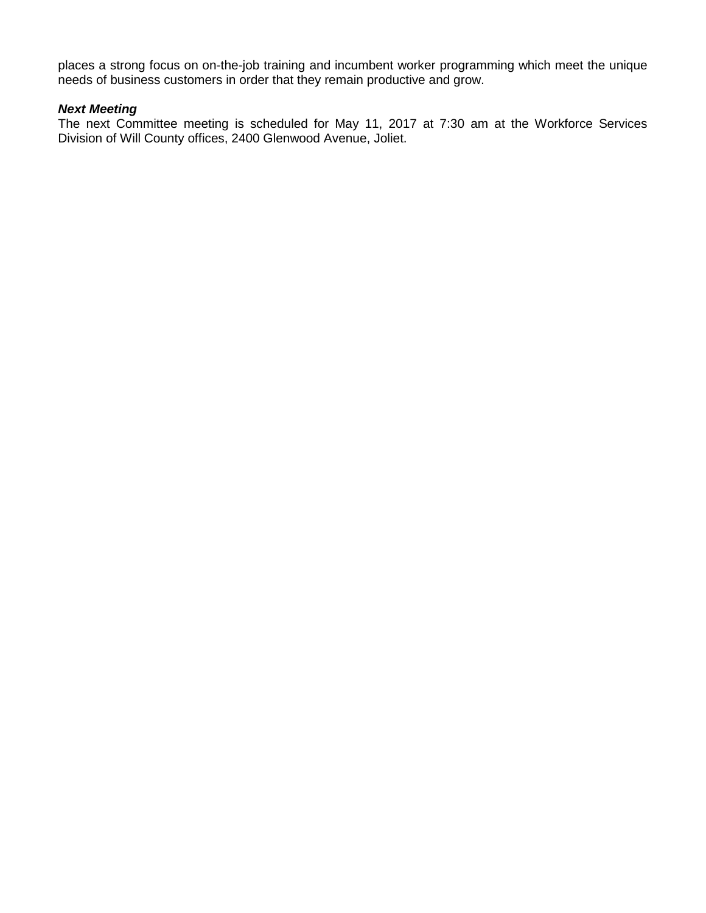places a strong focus on on-the-job training and incumbent worker programming which meet the unique needs of business customers in order that they remain productive and grow.

***Next Meeting***

The next Committee meeting is scheduled for May 11, 2017 at 7:30 am at the Workforce Services Division of Will County offices, 2400 Glenwood Avenue, Joliet.